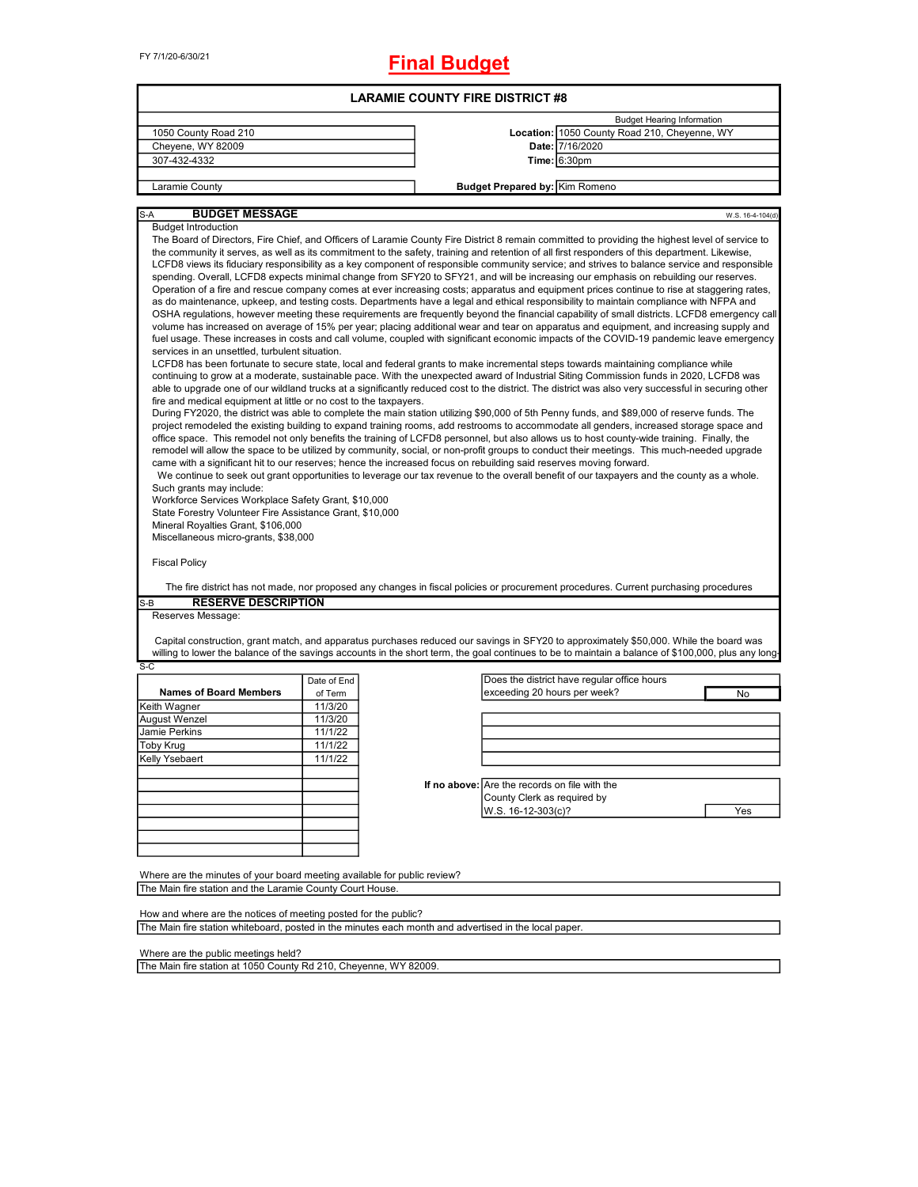FY 7/1/20-6/30/21

# Final Budget

## LARAMIE COUNTY FIRE DISTRICT #8

| | | |
|---|---|---|
| | | Budget Hearing Information |
| 1050 County Road 210 | Location: | 1050 County Road 210, Cheyenne, WY |
| Cheyene, WY 82009 | Date: | 7/16/2020 |
| 307-432-4332 | Time: | 6:30pm |
| Laramie County | Budget Prepared by: | Kim Romeno |

### S-A BUDGET MESSAGE

W.S. 16-4-104(d)

Budget Introduction

The Board of Directors, Fire Chief, and Officers of Laramie County Fire District 8 remain committed to providing the highest level of service to the community it serves, as well as its commitment to the safety, training and retention of all first responders of this department. Likewise, LCFD8 views its fiduciary responsibility as a key component of responsible community service; and strives to balance service and responsible spending. Overall, LCFD8 expects minimal change from SFY20 to SFY21, and will be increasing our emphasis on rebuilding our reserves. Operation of a fire and rescue company comes at ever increasing costs; apparatus and equipment prices continue to rise at staggering rates, as do maintenance, upkeep, and testing costs. Departments have a legal and ethical responsibility to maintain compliance with NFPA and OSHA regulations, however meeting these requirements are frequently beyond the financial capability of small districts. LCFD8 emergency call volume has increased on average of 15% per year; placing additional wear and tear on apparatus and equipment, and increasing supply and fuel usage. These increases in costs and call volume, coupled with significant economic impacts of the COVID-19 pandemic leave emergency services in an unsettled, turbulent situation.

LCFD8 has been fortunate to secure state, local and federal grants to make incremental steps towards maintaining compliance while continuing to grow at a moderate, sustainable pace. With the unexpected award of Industrial Siting Commission funds in 2020, LCFD8 was able to upgrade one of our wildland trucks at a significantly reduced cost to the district. The district was also very successful in securing other fire and medical equipment at little or no cost to the taxpayers.

During FY2020, the district was able to complete the main station utilizing $90,000 of 5th Penny funds, and $89,000 of reserve funds. The project remodeled the existing building to expand training rooms, add restrooms to accommodate all genders, increased storage space and office space. This remodel not only benefits the training of LCFD8 personnel, but also allows us to host county-wide training. Finally, the remodel will allow the space to be utilized by community, social, or non-profit groups to conduct their meetings. This much-needed upgrade came with a significant hit to our reserves; hence the increased focus on rebuilding said reserves moving forward.

We continue to seek out grant opportunities to leverage our tax revenue to the overall benefit of our taxpayers and the county as a whole. Such grants may include:

Workforce Services Workplace Safety Grant, $10,000

State Forestry Volunteer Fire Assistance Grant, $10,000

Mineral Royalties Grant, $106,000

Miscellaneous micro-grants, $38,000

Fiscal Policy

The fire district has not made, nor proposed any changes in fiscal policies or procurement procedures. Current purchasing procedures

### S-B RESERVE DESCRIPTION

Reserves Message:

Capital construction, grant match, and apparatus purchases reduced our savings in SFY20 to approximately $50,000. While the board was willing to lower the balance of the savings accounts in the short term, the goal continues to be to maintain a balance of $100,000, plus any long-

S-C

| Names of Board Members | Date of End of Term |
|---|---|
| Keith Wagner | 11/3/20 |
| August Wenzel | 11/3/20 |
| Jamie Perkins | 11/1/22 |
| Toby Krug | 11/1/22 |
| Kelly Ysebaert | 11/1/22 |
| | |
| | |
| | |
| | |
| | |
| | |

| | |
|---|---|
| Does the district have regular office hours exceeding 20 hours per week? | No |

| | |
|---|---|
| If no above: Are the records on file with the County Clerk as required by W.S. 16-12-303(c)? | Yes |

Where are the minutes of your board meeting available for public review?

The Main fire station and the Laramie County Court House.

How and where are the notices of meeting posted for the public?

The Main fire station whiteboard, posted in the minutes each month and advertised in the local paper.

Where are the public meetings held?

The Main fire station at 1050 County Rd 210, Cheyenne, WY 82009.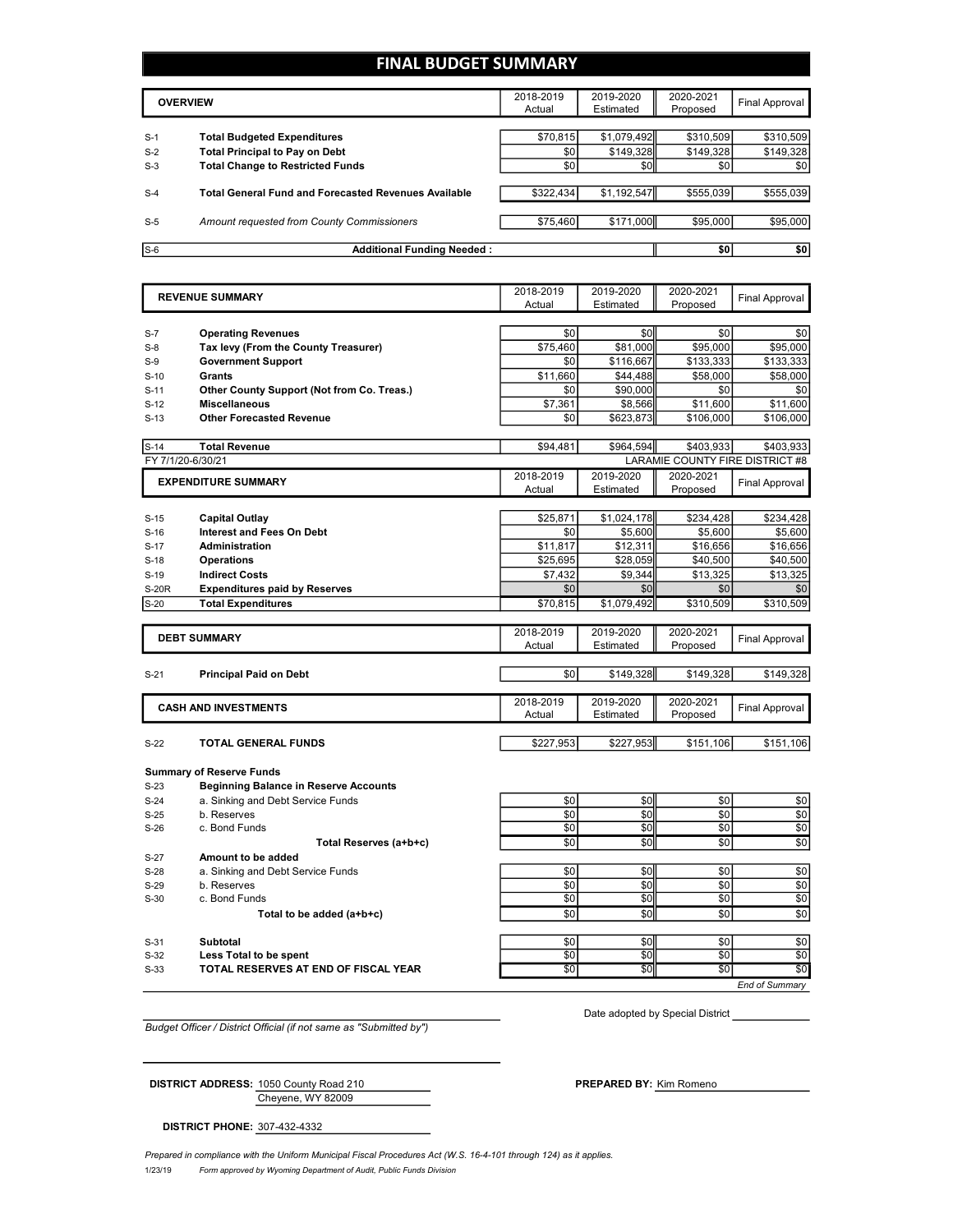# FINAL BUDGET SUMMARY

| | OVERVIEW | 2018-2019 Actual | 2019-2020 Estimated | 2020-2021 Proposed | Final Approval |
|---|---|---|---|---|---|
| S-1 | **Total Budgeted Expenditures** | $70,815 | $1,079,492 | $310,509 | $310,509 |
| S-2 | **Total Principal to Pay on Debt** | $0 | $149,328 | $149,328 | $149,328 |
| S-3 | **Total Change to Restricted Funds** | $0 | $0 | $0 | $0 |
| S-4 | **Total General Fund and Forecasted Revenues Available** | $322,434 | $1,192,547 | $555,039 | $555,039 |
| S-5 | *Amount requested from County Commissioners* | $75,460 | $171,000 | $95,000 | $95,000 |
| S-6 | **Additional Funding Needed :** | | | **$0** | **$0** |

| | REVENUE SUMMARY | 2018-2019 Actual | 2019-2020 Estimated | 2020-2021 Proposed | Final Approval |
|---|---|---|---|---|---|
| S-7 | **Operating Revenues** | $0 | $0 | $0 | $0 |
| S-8 | **Tax levy (From the County Treasurer)** | $75,460 | $81,000 | $95,000 | $95,000 |
| S-9 | **Government Support** | $0 | $116,667 | $133,333 | $133,333 |
| S-10 | **Grants** | $11,660 | $44,488 | $58,000 | $58,000 |
| S-11 | **Other County Support (Not from Co. Treas.)** | $0 | $90,000 | $0 | $0 |
| S-12 | **Miscellaneous** | $7,361 | $8,566 | $11,600 | $11,600 |
| S-13 | **Other Forecasted Revenue** | $0 | $623,873 | $106,000 | $106,000 |
| S-14 | **Total Revenue** | $94,481 | $964,594 | $403,933 | $403,933 |

FY 7/1/20-6/30/21 — LARAMIE COUNTY FIRE DISTRICT #8

| | EXPENDITURE SUMMARY | 2018-2019 Actual | 2019-2020 Estimated | 2020-2021 Proposed | Final Approval |
|---|---|---|---|---|---|
| S-15 | **Capital Outlay** | $25,871 | $1,024,178 | $234,428 | $234,428 |
| S-16 | **Interest and Fees On Debt** | $0 | $5,600 | $5,600 | $5,600 |
| S-17 | **Administration** | $11,817 | $12,311 | $16,656 | $16,656 |
| S-18 | **Operations** | $25,695 | $28,059 | $40,500 | $40,500 |
| S-19 | **Indirect Costs** | $7,432 | $9,344 | $13,325 | $13,325 |
| S-20R | **Expenditures paid by Reserves** | $0 | $0 | $0 | $0 |
| S-20 | **Total Expenditures** | $70,815 | $1,079,492 | $310,509 | $310,509 |

| | DEBT SUMMARY | 2018-2019 Actual | 2019-2020 Estimated | 2020-2021 Proposed | Final Approval |
|---|---|---|---|---|---|
| S-21 | **Principal Paid on Debt** | $0 | $149,328 | $149,328 | $149,328 |

| | CASH AND INVESTMENTS | 2018-2019 Actual | 2019-2020 Estimated | 2020-2021 Proposed | Final Approval |
|---|---|---|---|---|---|
| S-22 | **TOTAL GENERAL FUNDS** | $227,953 | $227,953 | $151,106 | $151,106 |
| | **Summary of Reserve Funds** | | | | |
| S-23 | **Beginning Balance in Reserve Accounts** | | | | |
| S-24 | a. Sinking and Debt Service Funds | $0 | $0 | $0 | $0 |
| S-25 | b. Reserves | $0 | $0 | $0 | $0 |
| S-26 | c. Bond Funds | $0 | $0 | $0 | $0 |
| | **Total Reserves (a+b+c)** | $0 | $0 | $0 | $0 |
| S-27 | **Amount to be added** | | | | |
| S-28 | a. Sinking and Debt Service Funds | $0 | $0 | $0 | $0 |
| S-29 | b. Reserves | $0 | $0 | $0 | $0 |
| S-30 | c. Bond Funds | $0 | $0 | $0 | $0 |
| | **Total to be added (a+b+c)** | $0 | $0 | $0 | $0 |
| S-31 | **Subtotal** | $0 | $0 | $0 | $0 |
| S-32 | **Less Total to be spent** | $0 | $0 | $0 | $0 |
| S-33 | **TOTAL RESERVES AT END OF FISCAL YEAR** | $0 | $0 | $0 | $0 |

*End of Summary*

*Budget Officer / District Official (if not same as "Submitted by")*

Date adopted by Special District ____________

**DISTRICT ADDRESS:** 1050 County Road 210
Cheyene, WY 82009

**PREPARED BY:** Kim Romeno

**DISTRICT PHONE:** 307-432-4332

*Prepared in compliance with the Uniform Municipal Fiscal Procedures Act (W.S. 16-4-101 through 124) as it applies.*

1/23/19 *Form approved by Wyoming Department of Audit, Public Funds Division*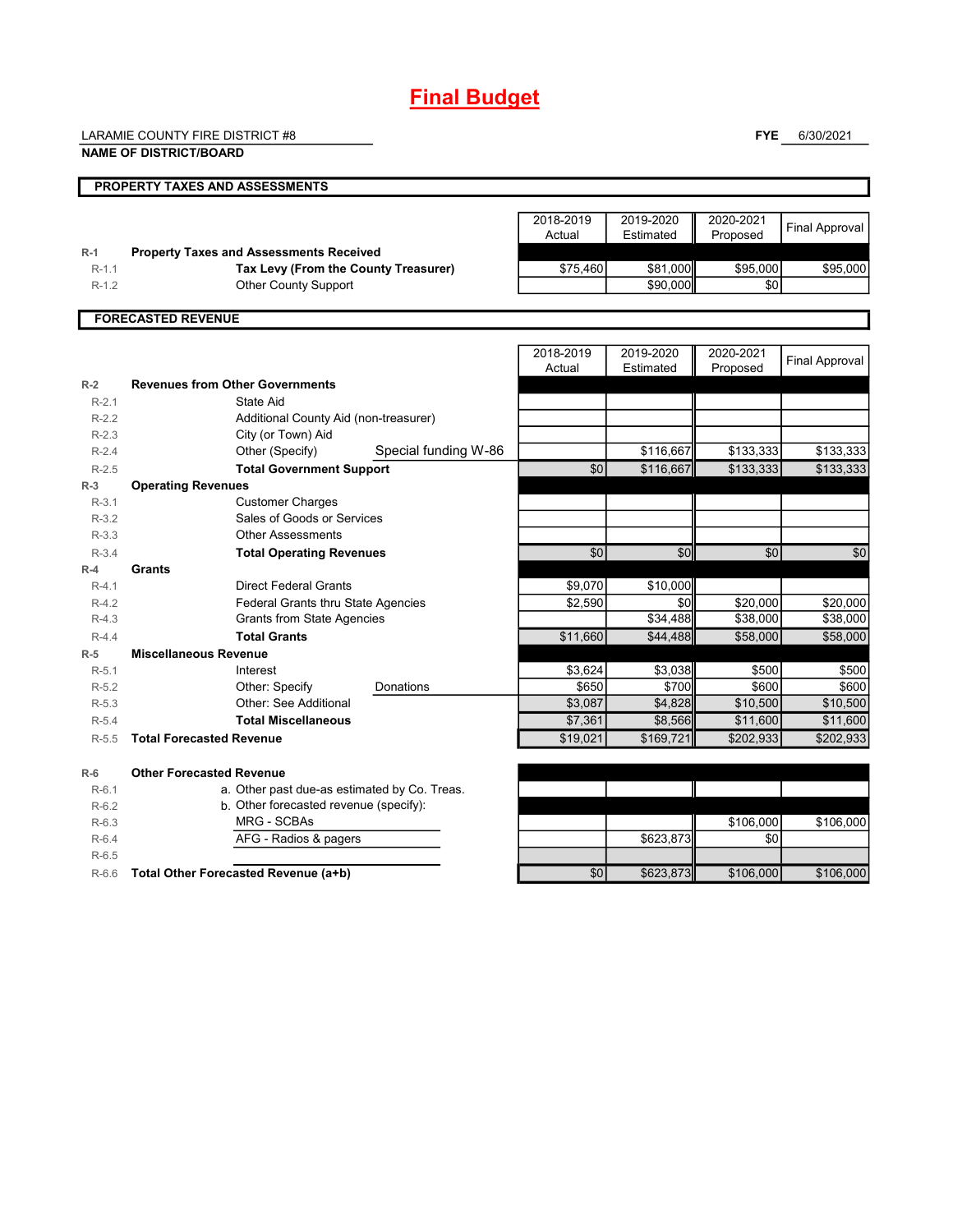# Final Budget

LARAMIE COUNTY FIRE DISTRICT #8
**NAME OF DISTRICT/BOARD**

**FYE** 6/30/2021

## PROPERTY TAXES AND ASSESSMENTS

| | | 2018-2019 Actual | 2019-2020 Estimated | 2020-2021 Proposed | Final Approval |
|---|---|---|---|---|---|
| R-1 | **Property Taxes and Assessments Received** | | | | |
| R-1.1 | **Tax Levy (From the County Treasurer)** | $75,460 | $81,000 | $95,000 | $95,000 |
| R-1.2 | Other County Support | | $90,000 | $0 | |

## FORECASTED REVENUE

| | | 2018-2019 Actual | 2019-2020 Estimated | 2020-2021 Proposed | Final Approval |
|---|---|---|---|---|---|
| R-2 | **Revenues from Other Governments** | | | | |
| R-2.1 | State Aid | | | | |
| R-2.2 | Additional County Aid (non-treasurer) | | | | |
| R-2.3 | City (or Town) Aid | | | | |
| R-2.4 | Other (Specify) Special funding W-86 | | $116,667 | $133,333 | $133,333 |
| R-2.5 | **Total Government Support** | $0 | $116,667 | $133,333 | $133,333 |
| R-3 | **Operating Revenues** | | | | |
| R-3.1 | Customer Charges | | | | |
| R-3.2 | Sales of Goods or Services | | | | |
| R-3.3 | Other Assessments | | | | |
| R-3.4 | **Total Operating Revenues** | $0 | $0 | $0 | $0 |
| R-4 | **Grants** | | | | |
| R-4.1 | Direct Federal Grants | $9,070 | $10,000 | | |
| R-4.2 | Federal Grants thru State Agencies | $2,590 | $0 | $20,000 | $20,000 |
| R-4.3 | Grants from State Agencies | | $34,488 | $38,000 | $38,000 |
| R-4.4 | **Total Grants** | $11,660 | $44,488 | $58,000 | $58,000 |
| R-5 | **Miscellaneous Revenue** | | | | |
| R-5.1 | Interest | $3,624 | $3,038 | $500 | $500 |
| R-5.2 | Other: Specify Donations | $650 | $700 | $600 | $600 |
| R-5.3 | Other: See Additional | $3,087 | $4,828 | $10,500 | $10,500 |
| R-5.4 | **Total Miscellaneous** | $7,361 | $8,566 | $11,600 | $11,600 |
| R-5.5 | **Total Forecasted Revenue** | $19,021 | $169,721 | $202,933 | $202,933 |
| R-6 | **Other Forecasted Revenue** | | | | |
| R-6.1 | a. Other past due-as estimated by Co. Treas. | | | | |
| R-6.2 | b. Other forecasted revenue (specify): | | | | |
| R-6.3 | MRG - SCBAs | | | $106,000 | $106,000 |
| R-6.4 | AFG - Radios & pagers | | $623,873 | $0 | |
| R-6.5 | | | | | |
| R-6.6 | **Total Other Forecasted Revenue (a+b)** | $0 | $623,873 | $106,000 | $106,000 |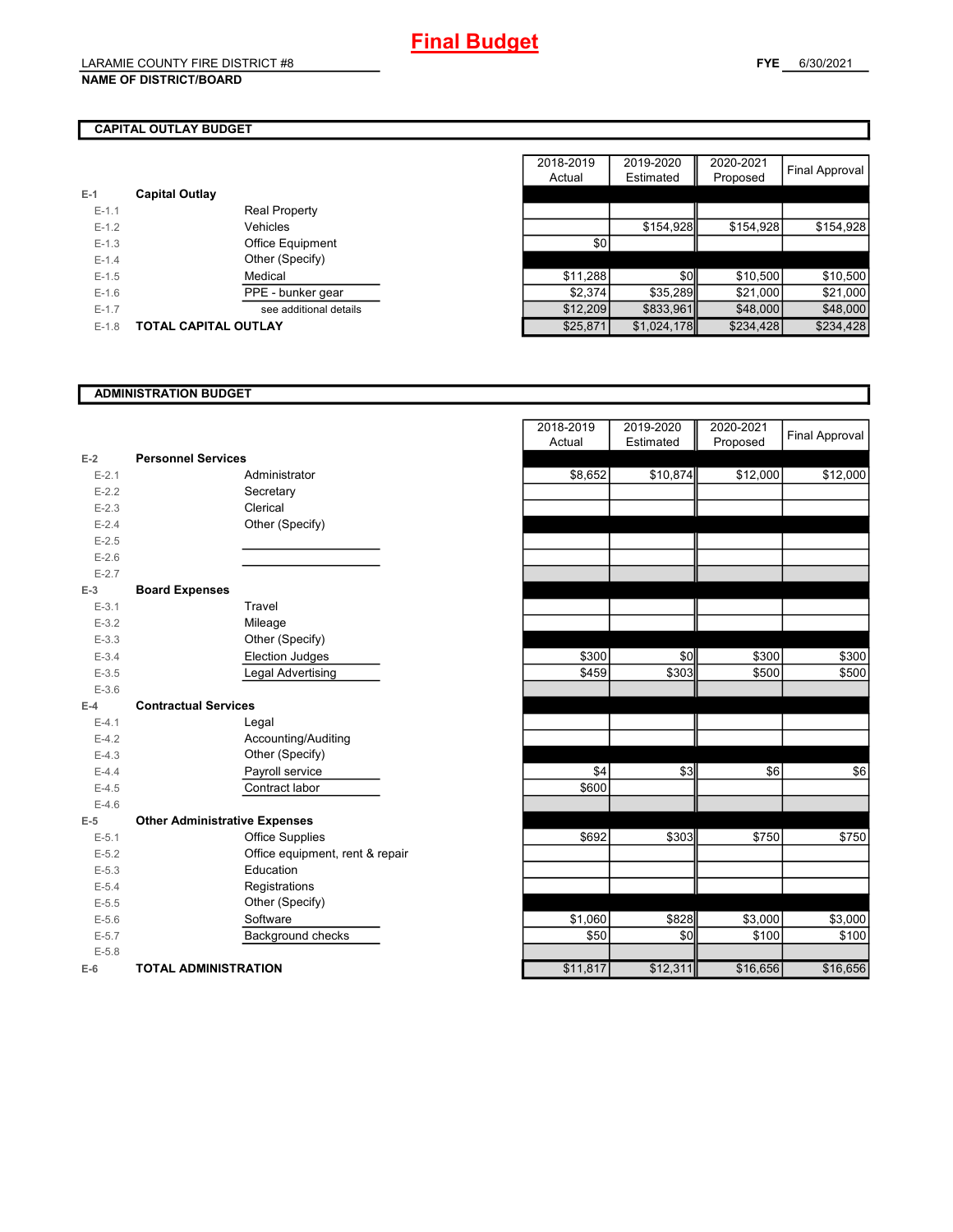# Final Budget

LARAMIE COUNTY FIRE DISTRICT #8
**NAME OF DISTRICT/BOARD**

**FYE** 6/30/2021

## CAPITAL OUTLAY BUDGET

| | | | 2018-2019 Actual | 2019-2020 Estimated | 2020-2021 Proposed | Final Approval |
|---|---|---|---|---|---|---|
| E-1 | **Capital Outlay** | | | | | |
| E-1.1 | | Real Property | | | | |
| E-1.2 | | Vehicles | | $154,928 | $154,928 | $154,928 |
| E-1.3 | | Office Equipment | $0 | | | |
| E-1.4 | | Other (Specify) | | | | |
| E-1.5 | | Medical | $11,288 | $0 | $10,500 | $10,500 |
| E-1.6 | | PPE - bunker gear | $2,374 | $35,289 | $21,000 | $21,000 |
| E-1.7 | | see additional details | $12,209 | $833,961 | $48,000 | $48,000 |
| E-1.8 | **TOTAL CAPITAL OUTLAY** | | $25,871 | $1,024,178 | $234,428 | $234,428 |

## ADMINISTRATION BUDGET

| | | | 2018-2019 Actual | 2019-2020 Estimated | 2020-2021 Proposed | Final Approval |
|---|---|---|---|---|---|---|
| E-2 | **Personnel Services** | | | | | |
| E-2.1 | | Administrator | $8,652 | $10,874 | $12,000 | $12,000 |
| E-2.2 | | Secretary | | | | |
| E-2.3 | | Clerical | | | | |
| E-2.4 | | Other (Specify) | | | | |
| E-2.5 | | | | | | |
| E-2.6 | | | | | | |
| E-2.7 | | | | | | |
| E-3 | **Board Expenses** | | | | | |
| E-3.1 | | Travel | | | | |
| E-3.2 | | Mileage | | | | |
| E-3.3 | | Other (Specify) | | | | |
| E-3.4 | | Election Judges | $300 | $0 | $300 | $300 |
| E-3.5 | | Legal Advertising | $459 | $303 | $500 | $500 |
| E-3.6 | | | | | | |
| E-4 | **Contractual Services** | | | | | |
| E-4.1 | | Legal | | | | |
| E-4.2 | | Accounting/Auditing | | | | |
| E-4.3 | | Other (Specify) | | | | |
| E-4.4 | | Payroll service | $4 | $3 | $6 | $6 |
| E-4.5 | | Contract labor | $600 | | | |
| E-4.6 | | | | | | |
| E-5 | **Other Administrative Expenses** | | | | | |
| E-5.1 | | Office Supplies | $692 | $303 | $750 | $750 |
| E-5.2 | | Office equipment, rent & repair | | | | |
| E-5.3 | | Education | | | | |
| E-5.4 | | Registrations | | | | |
| E-5.5 | | Other (Specify) | | | | |
| E-5.6 | | Software | $1,060 | $828 | $3,000 | $3,000 |
| E-5.7 | | Background checks | $50 | $0 | $100 | $100 |
| E-5.8 | | | | | | |
| E-6 | **TOTAL ADMINISTRATION** | | $11,817 | $12,311 | $16,656 | $16,656 |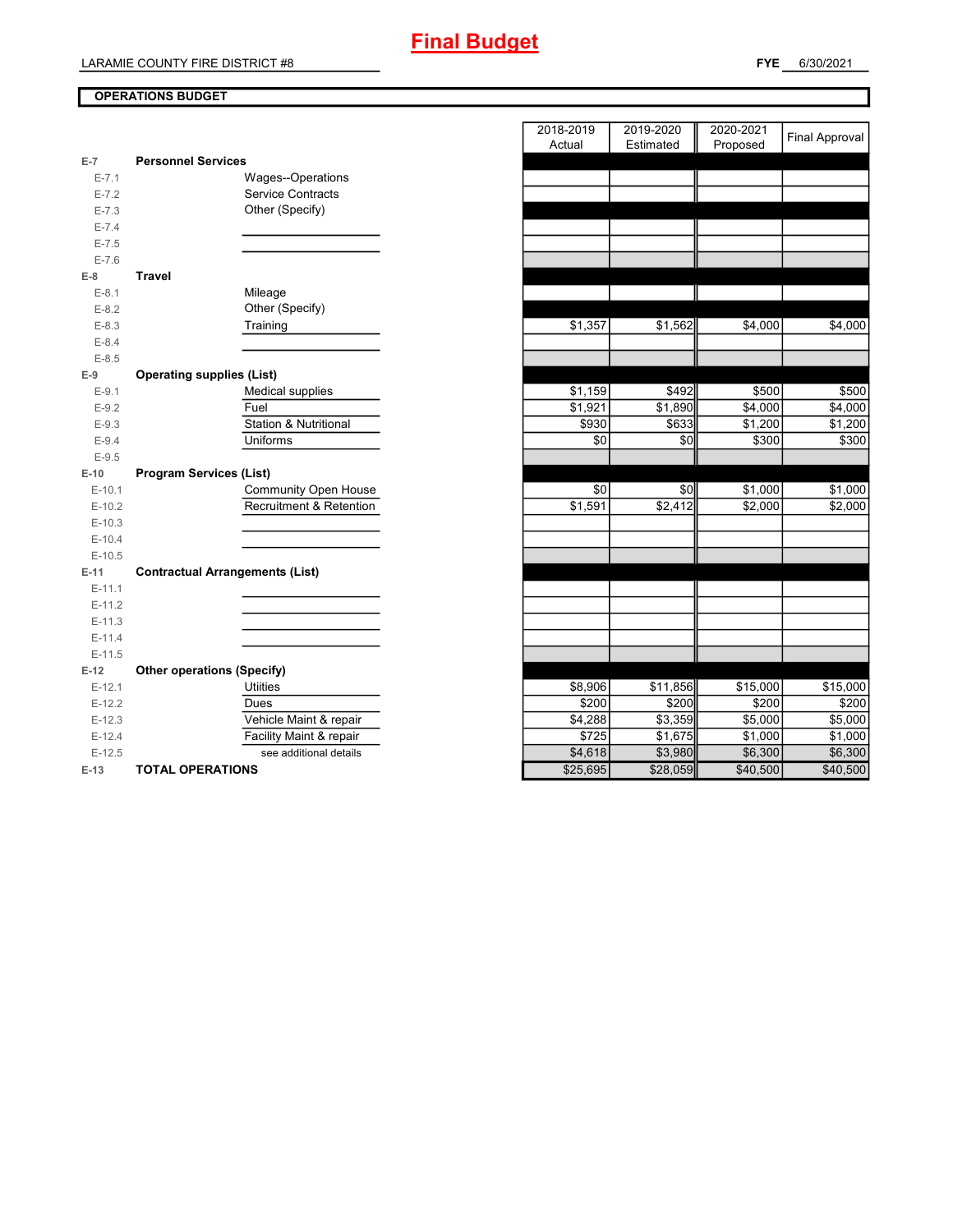# Final Budget

LARAMIE COUNTY FIRE DISTRICT #8

**FYE** 6/30/2021

**OPERATIONS BUDGET**

| | | 2018-2019 Actual | 2019-2020 Estimated | 2020-2021 Proposed | Final Approval |
|---|---|---|---|---|---|
| E-7 | **Personnel Services** | | | | |
| E-7.1 | Wages--Operations | | | | |
| E-7.2 | Service Contracts | | | | |
| E-7.3 | Other (Specify) | | | | |
| E-7.4 | | | | | |
| E-7.5 | | | | | |
| E-7.6 | | | | | |
| E-8 | **Travel** | | | | |
| E-8.1 | Mileage | | | | |
| E-8.2 | Other (Specify) | | | | |
| E-8.3 | Training | $1,357 | $1,562 | $4,000 | $4,000 |
| E-8.4 | | | | | |
| E-8.5 | | | | | |
| E-9 | **Operating supplies (List)** | | | | |
| E-9.1 | Medical supplies | $1,159 | $492 | $500 | $500 |
| E-9.2 | Fuel | $1,921 | $1,890 | $4,000 | $4,000 |
| E-9.3 | Station & Nutritional | $930 | $633 | $1,200 | $1,200 |
| E-9.4 | Uniforms | $0 | $0 | $300 | $300 |
| E-9.5 | | | | | |
| E-10 | **Program Services (List)** | | | | |
| E-10.1 | Community Open House | $0 | $0 | $1,000 | $1,000 |
| E-10.2 | Recruitment & Retention | $1,591 | $2,412 | $2,000 | $2,000 |
| E-10.3 | | | | | |
| E-10.4 | | | | | |
| E-10.5 | | | | | |
| E-11 | **Contractual Arrangements (List)** | | | | |
| E-11.1 | | | | | |
| E-11.2 | | | | | |
| E-11.3 | | | | | |
| E-11.4 | | | | | |
| E-11.5 | | | | | |
| E-12 | **Other operations (Specify)** | | | | |
| E-12.1 | Utiities | $8,906 | $11,856 | $15,000 | $15,000 |
| E-12.2 | Dues | $200 | $200 | $200 | $200 |
| E-12.3 | Vehicle Maint & repair | $4,288 | $3,359 | $5,000 | $5,000 |
| E-12.4 | Facility Maint & repair | $725 | $1,675 | $1,000 | $1,000 |
| E-12.5 | see additional details | $4,618 | $3,980 | $6,300 | $6,300 |
| E-13 | **TOTAL OPERATIONS** | $25,695 | $28,059 | $40,500 | $40,500 |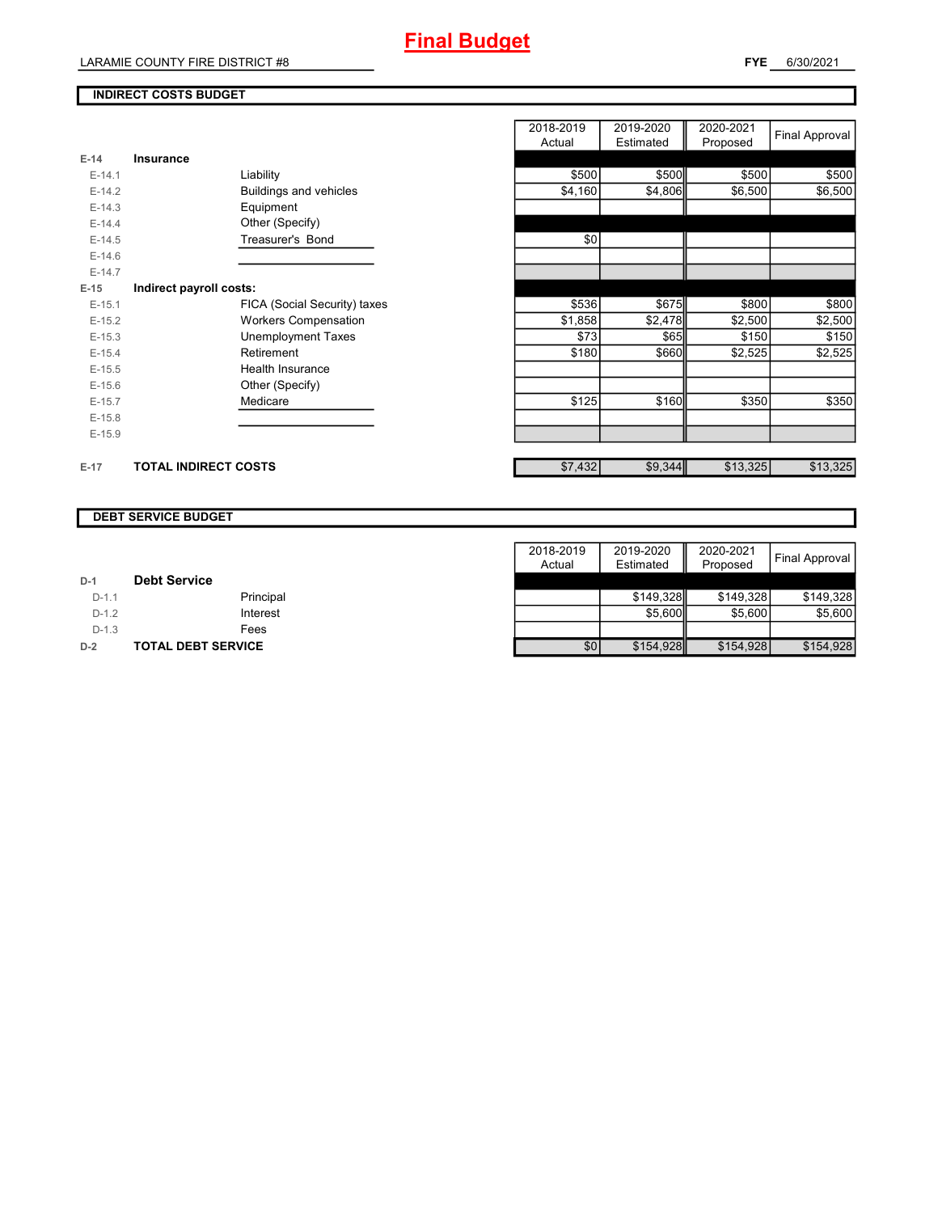# Final Budget

LARAMIE COUNTY FIRE DISTRICT #8

**FYE** 6/30/2021

## INDIRECT COSTS BUDGET

| | | | 2018-2019 Actual | 2019-2020 Estimated | 2020-2021 Proposed | Final Approval |
|---|---|---|---|---|---|---|
| **E-14** | **Insurance** | | | | | |
| E-14.1 | | Liability | $500 | $500 | $500 | $500 |
| E-14.2 | | Buildings and vehicles | $4,160 | $4,806 | $6,500 | $6,500 |
| E-14.3 | | Equipment | | | | |
| E-14.4 | | Other (Specify) | | | | |
| E-14.5 | | Treasurer's Bond | $0 | | | |
| E-14.6 | | | | | | |
| E-14.7 | | | | | | |
| **E-15** | **Indirect payroll costs:** | | | | | |
| E-15.1 | | FICA (Social Security) taxes | $536 | $675 | $800 | $800 |
| E-15.2 | | Workers Compensation | $1,858 | $2,478 | $2,500 | $2,500 |
| E-15.3 | | Unemployment Taxes | $73 | $65 | $150 | $150 |
| E-15.4 | | Retirement | $180 | $660 | $2,525 | $2,525 |
| E-15.5 | | Health Insurance | | | | |
| E-15.6 | | Other (Specify) | | | | |
| E-15.7 | | Medicare | $125 | $160 | $350 | $350 |
| E-15.8 | | | | | | |
| E-15.9 | | | | | | |
| **E-17** | **TOTAL INDIRECT COSTS** | | $7,432 | $9,344 | $13,325 | $13,325 |

## DEBT SERVICE BUDGET

| | | | 2018-2019 Actual | 2019-2020 Estimated | 2020-2021 Proposed | Final Approval |
|---|---|---|---|---|---|---|
| **D-1** | **Debt Service** | | | | | |
| D-1.1 | | Principal | | $149,328 | $149,328 | $149,328 |
| D-1.2 | | Interest | | $5,600 | $5,600 | $5,600 |
| D-1.3 | | Fees | | | | |
| **D-2** | **TOTAL DEBT SERVICE** | | $0 | $154,928 | $154,928 | $154,928 |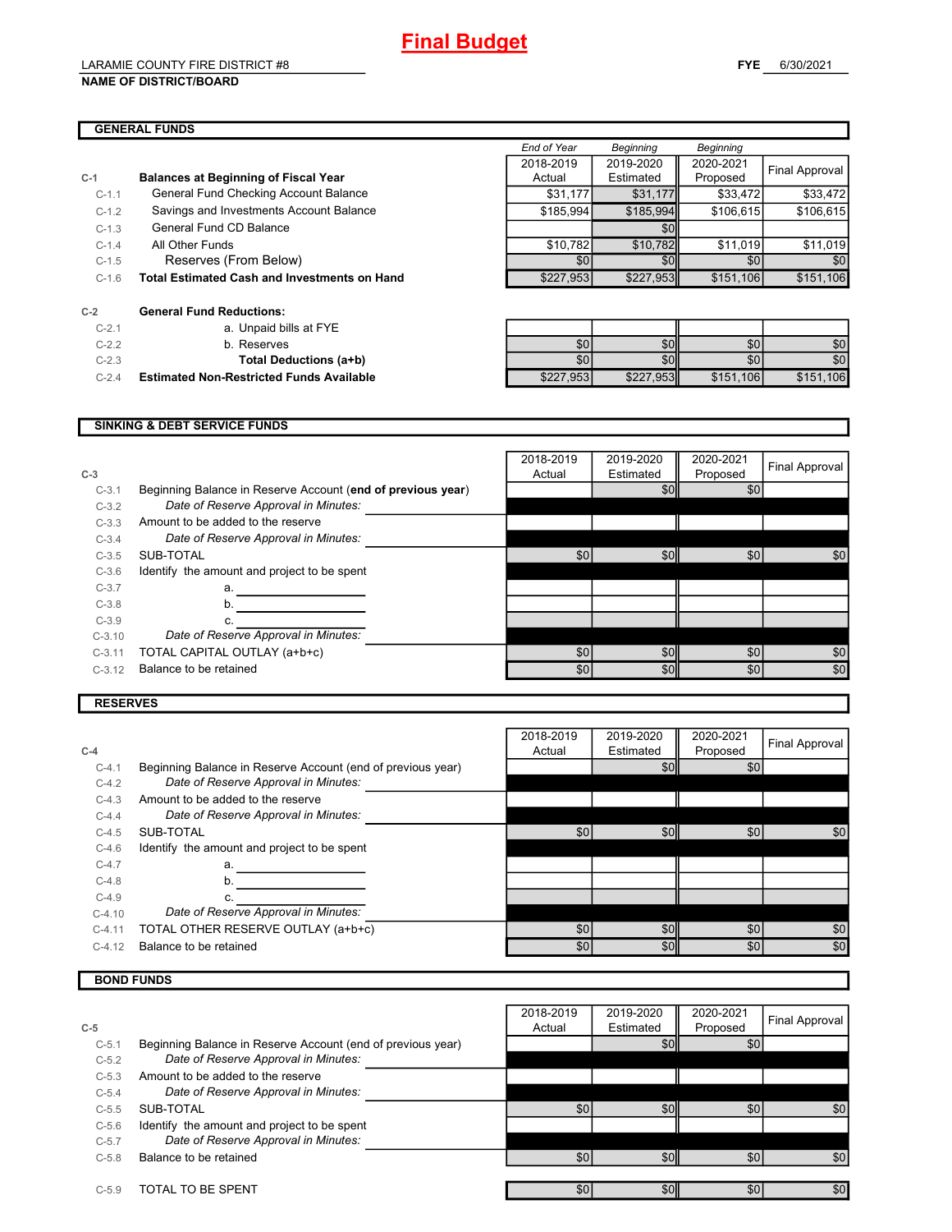# Final Budget

LARAMIE COUNTY FIRE DISTRICT #8

**NAME OF DISTRICT/BOARD**

**FYE** 6/30/2021

## GENERAL FUNDS

| | | End of Year 2018-2019 Actual | Beginning 2019-2020 Estimated | Beginning 2020-2021 Proposed | Final Approval |
|---|---|---|---|---|---|
| **C-1** | **Balances at Beginning of Fiscal Year** | | | | |
| C-1.1 | General Fund Checking Account Balance | $31,177 | $31,177 | $33,472 | $33,472 |
| C-1.2 | Savings and Investments Account Balance | $185,994 | $185,994 | $106,615 | $106,615 |
| C-1.3 | General Fund CD Balance | | $0 | | |
| C-1.4 | All Other Funds | $10,782 | $10,782 | $11,019 | $11,019 |
| C-1.5 | Reserves (From Below) | $0 | $0 | $0 | $0 |
| C-1.6 | **Total Estimated Cash and Investments on Hand** | $227,953 | $227,953 | $151,106 | $151,106 |
| **C-2** | **General Fund Reductions:** | | | | |
| C-2.1 | a. Unpaid bills at FYE | | | | |
| C-2.2 | b. Reserves | $0 | $0 | $0 | $0 |
| C-2.3 | **Total Deductions (a+b)** | $0 | $0 | $0 | $0 |
| C-2.4 | **Estimated Non-Restricted Funds Available** | $227,953 | $227,953 | $151,106 | $151,106 |

## SINKING & DEBT SERVICE FUNDS

| **C-3** | | 2018-2019 Actual | 2019-2020 Estimated | 2020-2021 Proposed | Final Approval |
|---|---|---|---|---|---|
| C-3.1 | Beginning Balance in Reserve Account (**end of previous year**) | | $0 | $0 | |
| C-3.2 | *Date of Reserve Approval in Minutes:* | | | | |
| C-3.3 | Amount to be added to the reserve | | | | |
| C-3.4 | *Date of Reserve Approval in Minutes:* | | | | |
| C-3.5 | SUB-TOTAL | $0 | $0 | $0 | $0 |
| C-3.6 | Identify the amount and project to be spent | | | | |
| C-3.7 | a. | | | | |
| C-3.8 | b. | | | | |
| C-3.9 | c. | | | | |
| C-3.10 | *Date of Reserve Approval in Minutes:* | | | | |
| C-3.11 | TOTAL CAPITAL OUTLAY (a+b+c) | $0 | $0 | $0 | $0 |
| C-3.12 | Balance to be retained | $0 | $0 | $0 | $0 |

## RESERVES

| **C-4** | | 2018-2019 Actual | 2019-2020 Estimated | 2020-2021 Proposed | Final Approval |
|---|---|---|---|---|---|
| C-4.1 | Beginning Balance in Reserve Account (end of previous year) | | $0 | $0 | |
| C-4.2 | *Date of Reserve Approval in Minutes:* | | | | |
| C-4.3 | Amount to be added to the reserve | | | | |
| C-4.4 | *Date of Reserve Approval in Minutes:* | | | | |
| C-4.5 | SUB-TOTAL | $0 | $0 | $0 | $0 |
| C-4.6 | Identify the amount and project to be spent | | | | |
| C-4.7 | a. | | | | |
| C-4.8 | b. | | | | |
| C-4.9 | c. | | | | |
| C-4.10 | *Date of Reserve Approval in Minutes:* | | | | |
| C-4.11 | TOTAL OTHER RESERVE OUTLAY (a+b+c) | $0 | $0 | $0 | $0 |
| C-4.12 | Balance to be retained | $0 | $0 | $0 | $0 |

## BOND FUNDS

| **C-5** | | 2018-2019 Actual | 2019-2020 Estimated | 2020-2021 Proposed | Final Approval |
|---|---|---|---|---|---|
| C-5.1 | Beginning Balance in Reserve Account (end of previous year) | | $0 | $0 | |
| C-5.2 | *Date of Reserve Approval in Minutes:* | | | | |
| C-5.3 | Amount to be added to the reserve | | | | |
| C-5.4 | *Date of Reserve Approval in Minutes:* | | | | |
| C-5.5 | SUB-TOTAL | $0 | $0 | $0 | $0 |
| C-5.6 | Identify the amount and project to be spent | | | | |
| C-5.7 | *Date of Reserve Approval in Minutes:* | | | | |
| C-5.8 | Balance to be retained | $0 | $0 | $0 | $0 |
| C-5.9 | TOTAL TO BE SPENT | $0 | $0 | $0 | $0 |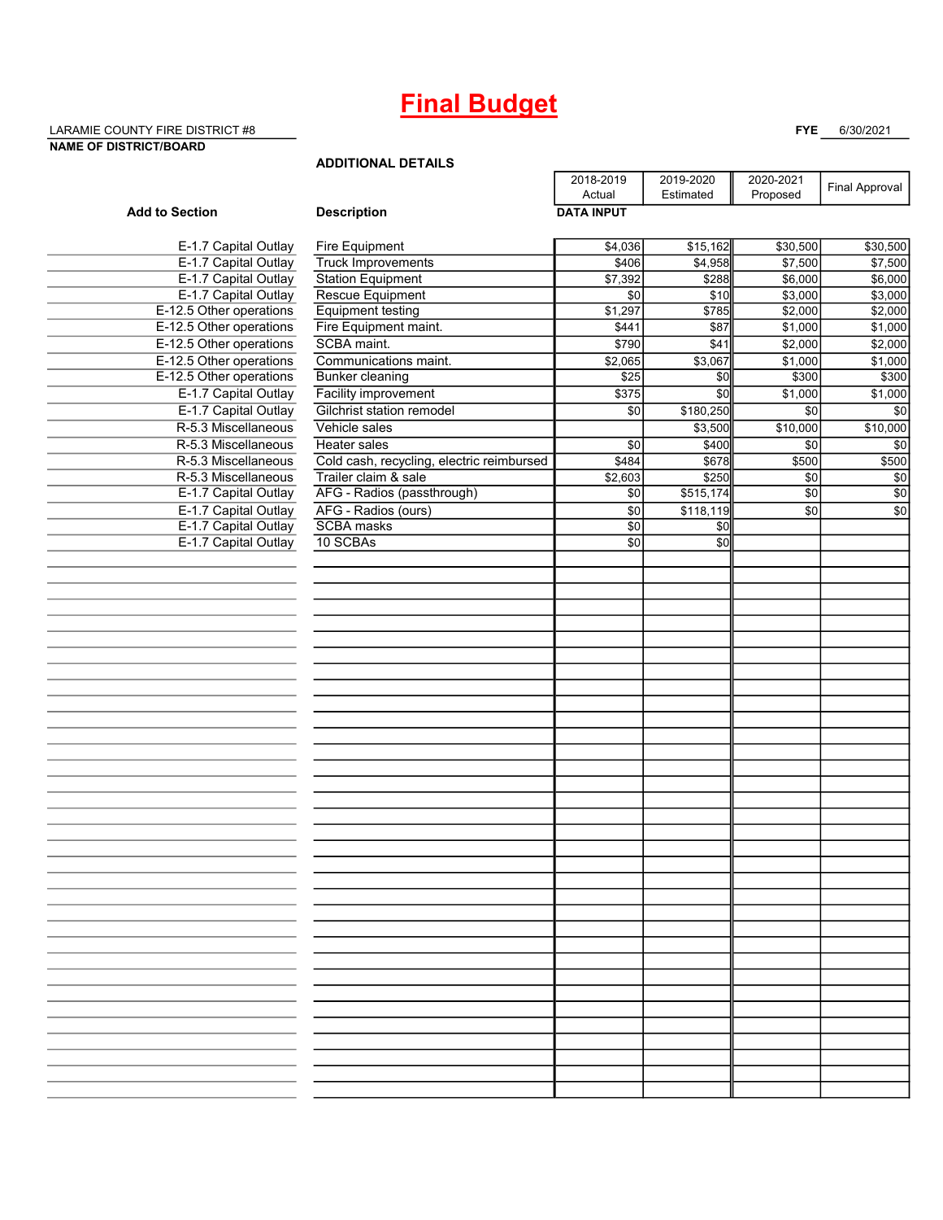# Final Budget

LARAMIE COUNTY FIRE DISTRICT #8

**NAME OF DISTRICT/BOARD**

**FYE** 6/30/2021

**ADDITIONAL DETAILS**

| Add to Section | Description | 2018-2019 Actual | 2019-2020 Estimated | 2020-2021 Proposed | Final Approval |
|---|---|---|---|---|---|
| | | **DATA INPUT** | | | |
| E-1.7 Capital Outlay | Fire Equipment | $4,036 | $15,162 | $30,500 | $30,500 |
| E-1.7 Capital Outlay | Truck Improvements | $406 | $4,958 | $7,500 | $7,500 |
| E-1.7 Capital Outlay | Station Equipment | $7,392 | $288 | $6,000 | $6,000 |
| E-1.7 Capital Outlay | Rescue Equipment | $0 | $10 | $3,000 | $3,000 |
| E-12.5 Other operations | Equipment testing | $1,297 | $785 | $2,000 | $2,000 |
| E-12.5 Other operations | Fire Equipment maint. | $441 | $87 | $1,000 | $1,000 |
| E-12.5 Other operations | SCBA maint. | $790 | $41 | $2,000 | $2,000 |
| E-12.5 Other operations | Communications maint. | $2,065 | $3,067 | $1,000 | $1,000 |
| E-12.5 Other operations | Bunker cleaning | $25 | $0 | $300 | $300 |
| E-1.7 Capital Outlay | Facility improvement | $375 | $0 | $1,000 | $1,000 |
| E-1.7 Capital Outlay | Gilchrist station remodel | $0 | $180,250 | $0 | $0 |
| R-5.3 Miscellaneous | Vehicle sales | | $3,500 | $10,000 | $10,000 |
| R-5.3 Miscellaneous | Heater sales | $0 | $400 | $0 | $0 |
| R-5.3 Miscellaneous | Cold cash, recycling, electric reimbursed | $484 | $678 | $500 | $500 |
| R-5.3 Miscellaneous | Trailer claim & sale | $2,603 | $250 | $0 | $0 |
| E-1.7 Capital Outlay | AFG - Radios (passthrough) | $0 | $515,174 | $0 | $0 |
| E-1.7 Capital Outlay | AFG - Radios (ours) | $0 | $118,119 | $0 | $0 |
| E-1.7 Capital Outlay | SCBA masks | $0 | $0 | | |
| E-1.7 Capital Outlay | 10 SCBAs | $0 | $0 | | |